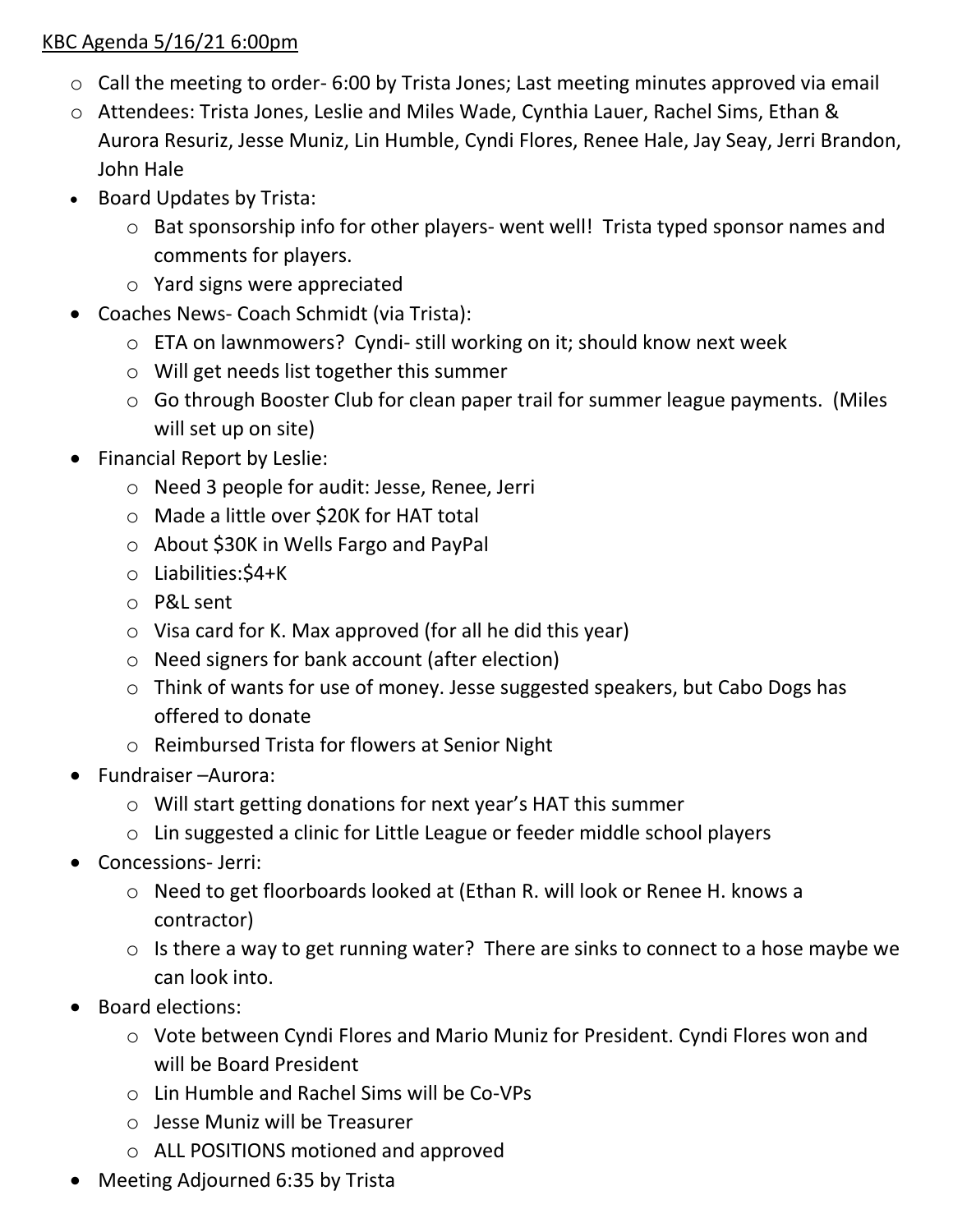KBC Agenda 5/16/21 6:00pm

- Call the meeting to order- 6:00 by Trista Jones; Last meeting minutes approved via email
- Attendees: Trista Jones, Leslie and Miles Wade, Cynthia Lauer, Rachel Sims, Ethan & Aurora Resuriz, Jesse Muniz, Lin Humble, Cyndi Flores, Renee Hale, Jay Seay, Jerri Brandon, John Hale
- Board Updates by Trista:
  - Bat sponsorship info for other players- went well! Trista typed sponsor names and comments for players.
  - Yard signs were appreciated
- Coaches News- Coach Schmidt (via Trista):
  - ETA on lawnmowers? Cyndi- still working on it; should know next week
  - Will get needs list together this summer
  - Go through Booster Club for clean paper trail for summer league payments. (Miles will set up on site)
- Financial Report by Leslie:
  - Need 3 people for audit: Jesse, Renee, Jerri
  - Made a little over $20K for HAT total
  - About $30K in Wells Fargo and PayPal
  - Liabilities:$4+K
  - P&L sent
  - Visa card for K. Max approved (for all he did this year)
  - Need signers for bank account (after election)
  - Think of wants for use of money. Jesse suggested speakers, but Cabo Dogs has offered to donate
  - Reimbursed Trista for flowers at Senior Night
- Fundraiser –Aurora:
  - Will start getting donations for next year's HAT this summer
  - Lin suggested a clinic for Little League or feeder middle school players
- Concessions- Jerri:
  - Need to get floorboards looked at (Ethan R. will look or Renee H. knows a contractor)
  - Is there a way to get running water? There are sinks to connect to a hose maybe we can look into.
- Board elections:
  - Vote between Cyndi Flores and Mario Muniz for President. Cyndi Flores won and will be Board President
  - Lin Humble and Rachel Sims will be Co-VPs
  - Jesse Muniz will be Treasurer
  - ALL POSITIONS motioned and approved
- Meeting Adjourned 6:35 by Trista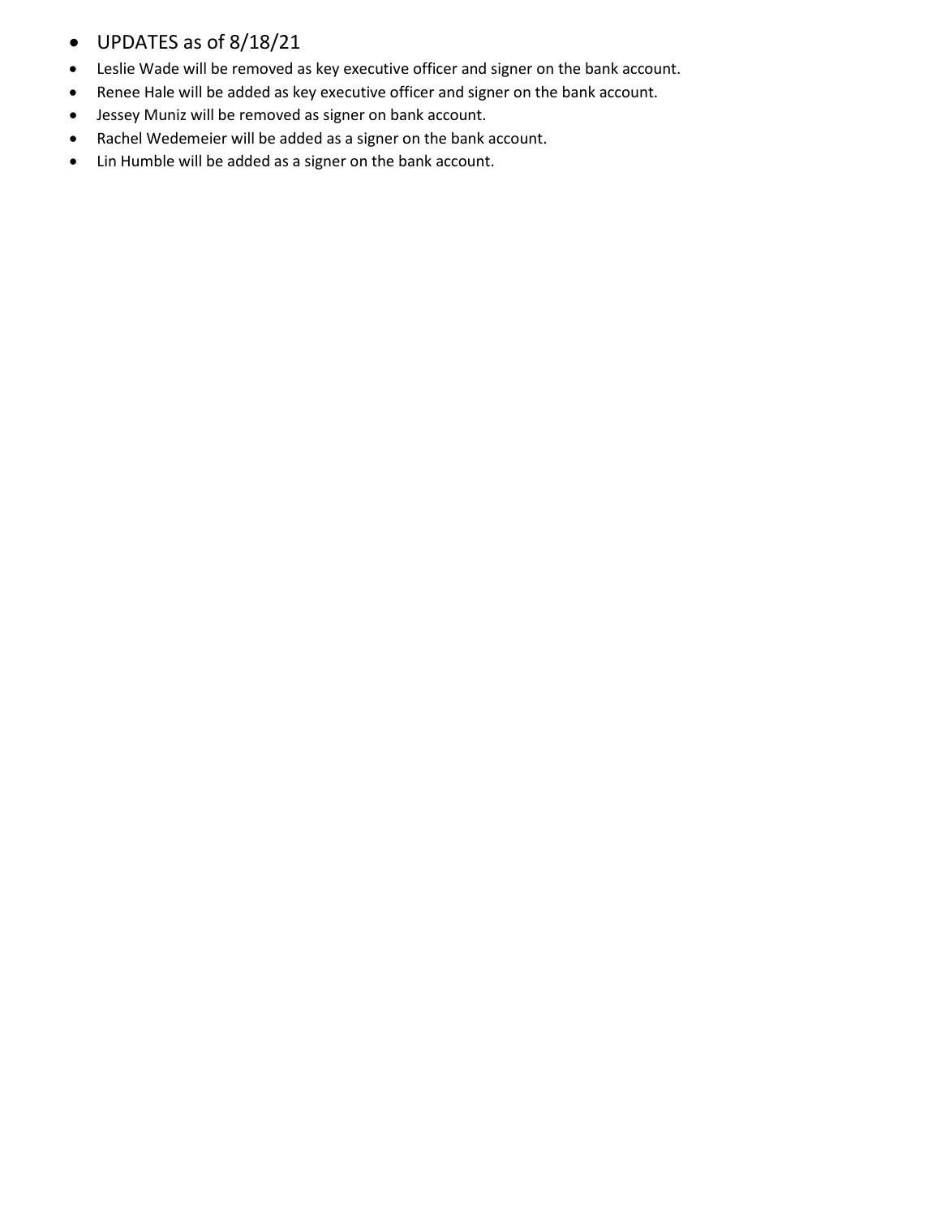- UPDATES as of 8/18/21
- Leslie Wade will be removed as key executive officer and signer on the bank account.
- Renee Hale will be added as key executive officer and signer on the bank account.
- Jessey Muniz will be removed as signer on bank account.
- Rachel Wedemeier will be added as a signer on the bank account.
- Lin Humble will be added as a signer on the bank account.